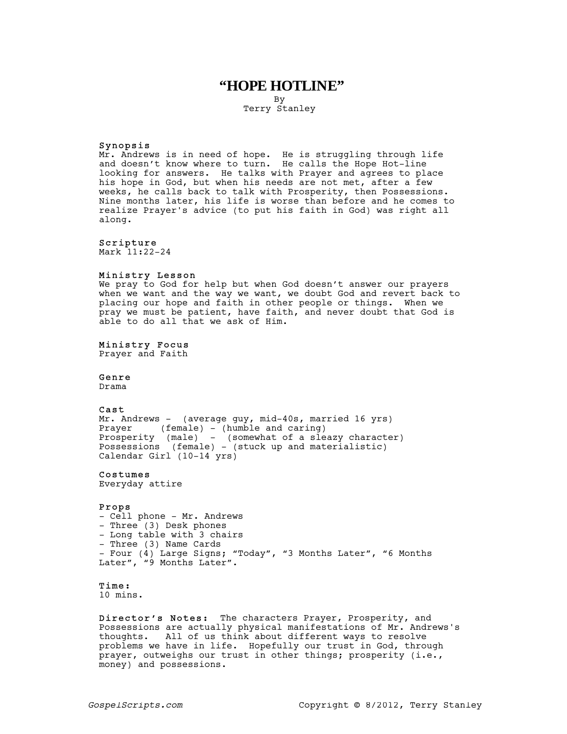# "HOPE HOTLINE"

By
Terry Stanley

### Synopsis

Mr. Andrews is in need of hope. He is struggling through life and doesn't know where to turn. He calls the Hope Hot-line looking for answers. He talks with Prayer and agrees to place his hope in God, but when his needs are not met, after a few weeks, he calls back to talk with Prosperity, then Possessions. Nine months later, his life is worse than before and he comes to realize Prayer's advice (to put his faith in God) was right all along.

### Scripture

Mark 11:22-24

### Ministry Lesson

We pray to God for help but when God doesn't answer our prayers when we want and the way we want, we doubt God and revert back to placing our hope and faith in other people or things. When we pray we must be patient, have faith, and never doubt that God is able to do all that we ask of Him.

### Ministry Focus

Prayer and Faith

### Genre

Drama

### Cast

Mr. Andrews - (average guy, mid-40s, married 16 yrs)
Prayer (female) - (humble and caring)
Prosperity (male) - (somewhat of a sleazy character)
Possessions (female) - (stuck up and materialistic)
Calendar Girl (10-14 yrs)

### Costumes

Everyday attire

### Props

- Cell phone - Mr. Andrews
- Three (3) Desk phones
- Long table with 3 chairs
- Three (3) Name Cards
- Four (4) Large Signs; "Today", "3 Months Later", "6 Months Later", "9 Months Later".

### Time:

10 mins.

**Director's Notes:** The characters Prayer, Prosperity, and Possessions are actually physical manifestations of Mr. Andrews's thoughts. All of us think about different ways to resolve problems we have in life. Hopefully our trust in God, through prayer, outweighs our trust in other things; prosperity (i.e., money) and possessions.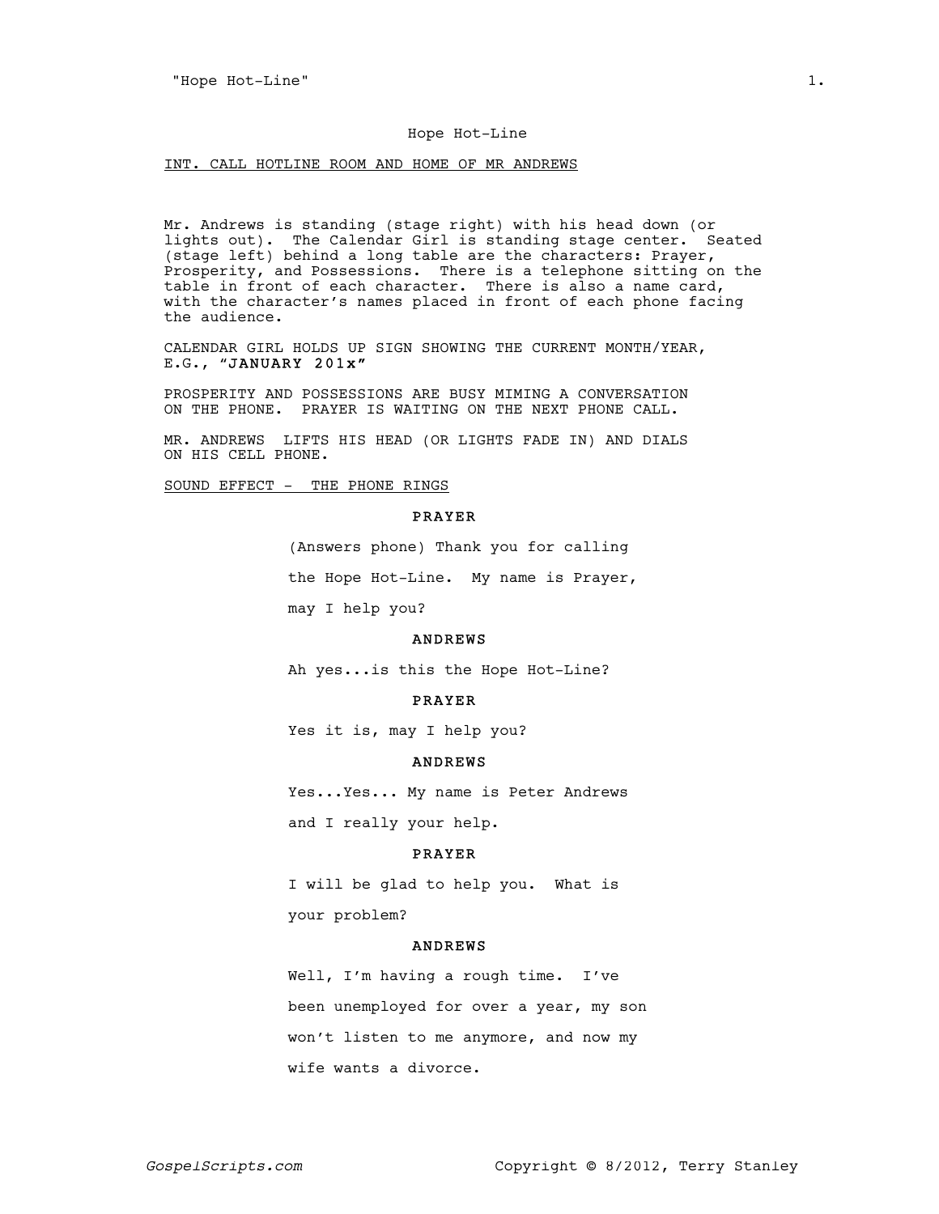# Hope Hot-Line

INT. CALL HOTLINE ROOM AND HOME OF MR ANDREWS

Mr. Andrews is standing (stage right) with his head down (or lights out). The Calendar Girl is standing stage center. Seated (stage left) behind a long table are the characters: Prayer, Prosperity, and Possessions. There is a telephone sitting on the table in front of each character. There is also a name card, with the character's names placed in front of each phone facing the audience.

CALENDAR GIRL HOLDS UP SIGN SHOWING THE CURRENT MONTH/YEAR, E.G., "**JANUARY 201x**"

PROSPERITY AND POSSESSIONS ARE BUSY MIMING A CONVERSATION ON THE PHONE. PRAYER IS WAITING ON THE NEXT PHONE CALL.

MR. ANDREWS LIFTS HIS HEAD (OR LIGHTS FADE IN) AND DIALS ON HIS CELL PHONE.

SOUND EFFECT - THE PHONE RINGS

**PRAYER**

(Answers phone) Thank you for calling the Hope Hot-Line. My name is Prayer, may I help you?

**ANDREWS**

Ah yes...is this the Hope Hot-Line?

**PRAYER**

Yes it is, may I help you?

**ANDREWS**

Yes...Yes... My name is Peter Andrews and I really your help.

**PRAYER**

I will be glad to help you. What is your problem?

**ANDREWS**

Well, I'm having a rough time. I've been unemployed for over a year, my son won't listen to me anymore, and now my wife wants a divorce.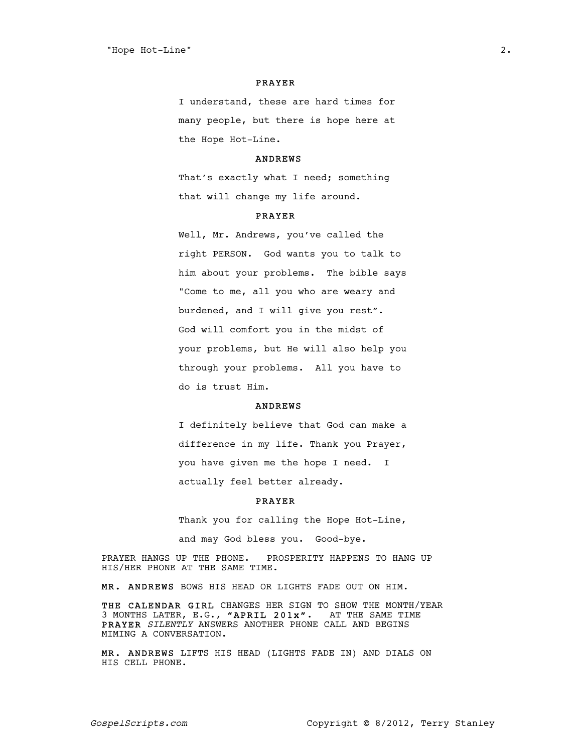**PRAYER**

I understand, these are hard times for many people, but there is hope here at the Hope Hot-Line.

**ANDREWS**

That's exactly what I need; something that will change my life around.

**PRAYER**

Well, Mr. Andrews, you've called the right PERSON. God wants you to talk to him about your problems. The bible says "Come to me, all you who are weary and burdened, and I will give you rest". God will comfort you in the midst of your problems, but He will also help you through your problems. All you have to do is trust Him.

**ANDREWS**

I definitely believe that God can make a difference in my life. Thank you Prayer, you have given me the hope I need. I actually feel better already.

**PRAYER**

Thank you for calling the Hope Hot-Line, and may God bless you. Good-bye.

PRAYER HANGS UP THE PHONE. PROSPERITY HAPPENS TO HANG UP HIS/HER PHONE AT THE SAME TIME.

**MR. ANDREWS** BOWS HIS HEAD OR LIGHTS FADE OUT ON HIM.

**THE CALENDAR GIRL** CHANGES HER SIGN TO SHOW THE MONTH/YEAR 3 MONTHS LATER, E.G., **"APRIL 201x"**. AT THE SAME TIME **PRAYER** *SILENTLY* ANSWERS ANOTHER PHONE CALL AND BEGINS MIMING A CONVERSATION.

**MR. ANDREWS** LIFTS HIS HEAD (LIGHTS FADE IN) AND DIALS ON HIS CELL PHONE.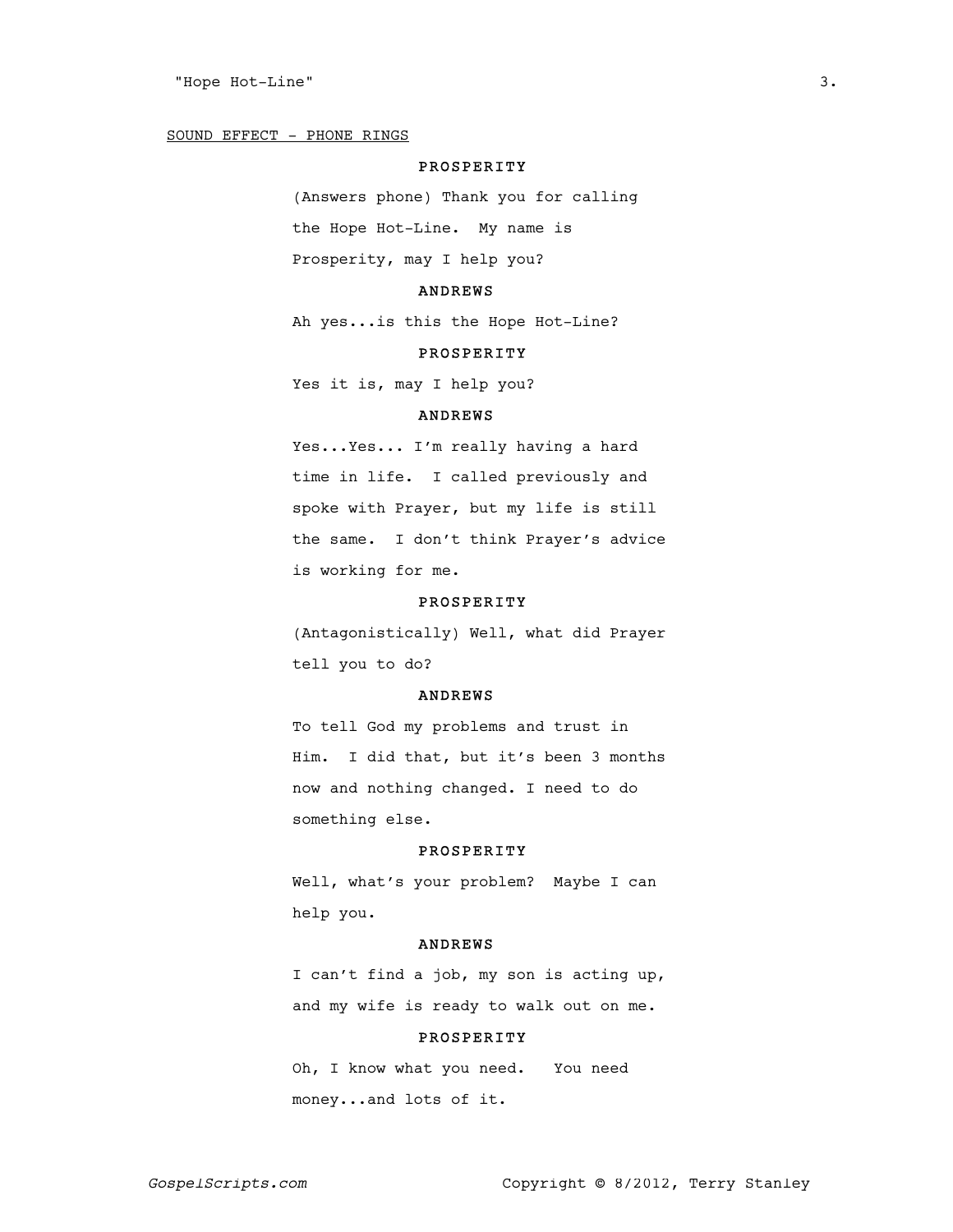SOUND EFFECT - PHONE RINGS

**PROSPERITY**

(Answers phone) Thank you for calling the Hope Hot-Line. My name is Prosperity, may I help you?

**ANDREWS**

Ah yes...is this the Hope Hot-Line?

**PROSPERITY**

Yes it is, may I help you?

**ANDREWS**

Yes...Yes... I'm really having a hard time in life. I called previously and spoke with Prayer, but my life is still the same. I don't think Prayer's advice is working for me.

**PROSPERITY**

(Antagonistically) Well, what did Prayer tell you to do?

**ANDREWS**

To tell God my problems and trust in Him. I did that, but it's been 3 months now and nothing changed. I need to do something else.

**PROSPERITY**

Well, what's your problem? Maybe I can help you.

**ANDREWS**

I can't find a job, my son is acting up, and my wife is ready to walk out on me.

**PROSPERITY**

Oh, I know what you need. You need money...and lots of it.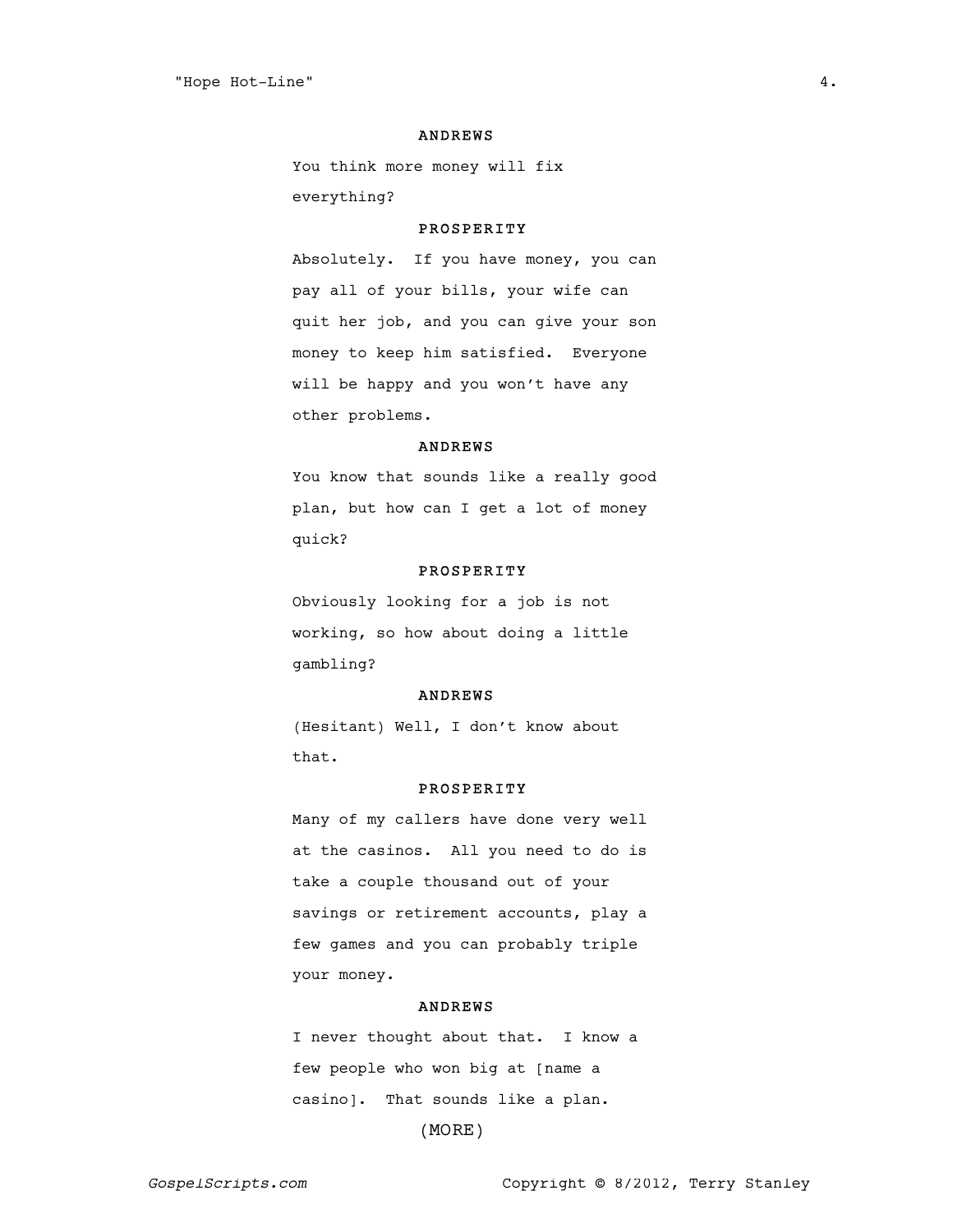**ANDREWS**

You think more money will fix everything?

**PROSPERITY**

Absolutely. If you have money, you can pay all of your bills, your wife can quit her job, and you can give your son money to keep him satisfied. Everyone will be happy and you won't have any other problems.

**ANDREWS**

You know that sounds like a really good plan, but how can I get a lot of money quick?

**PROSPERITY**

Obviously looking for a job is not working, so how about doing a little gambling?

**ANDREWS**

(Hesitant) Well, I don't know about that.

**PROSPERITY**

Many of my callers have done very well at the casinos. All you need to do is take a couple thousand out of your savings or retirement accounts, play a few games and you can probably triple your money.

**ANDREWS**

I never thought about that. I know a few people who won big at [name a casino]. That sounds like a plan.

(MORE)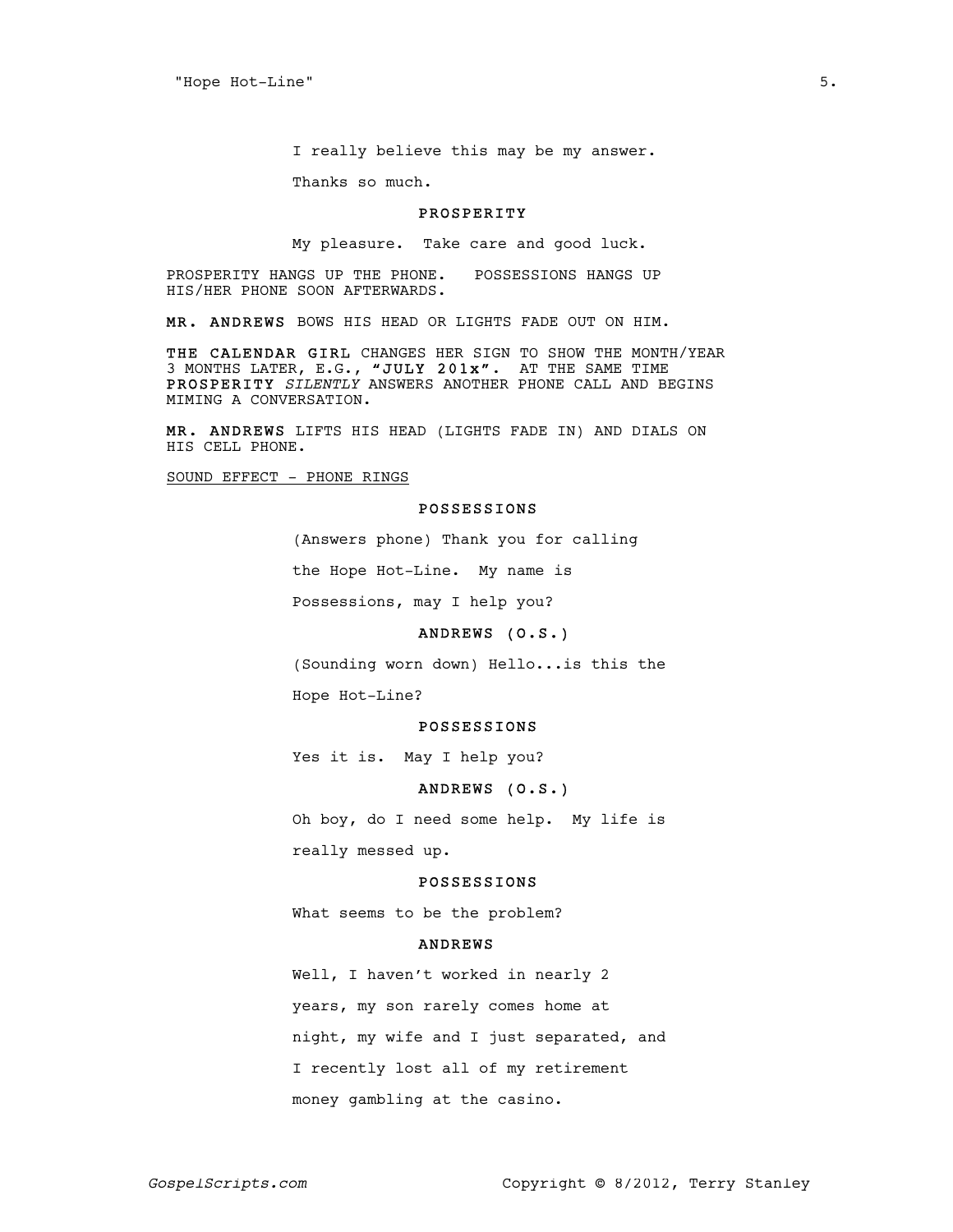I really believe this may be my answer.

Thanks so much.

**PROSPERITY**

My pleasure. Take care and good luck.

PROSPERITY HANGS UP THE PHONE. POSSESSIONS HANGS UP HIS/HER PHONE SOON AFTERWARDS.

**MR. ANDREWS** BOWS HIS HEAD OR LIGHTS FADE OUT ON HIM.

**THE CALENDAR GIRL** CHANGES HER SIGN TO SHOW THE MONTH/YEAR 3 MONTHS LATER, E.G., **"JULY 201x"**. AT THE SAME TIME **PROSPERITY** *SILENTLY* ANSWERS ANOTHER PHONE CALL AND BEGINS MIMING A CONVERSATION.

**MR. ANDREWS** LIFTS HIS HEAD (LIGHTS FADE IN) AND DIALS ON HIS CELL PHONE.

<u>SOUND EFFECT - PHONE RINGS</u>

**POSSESSIONS**

(Answers phone) Thank you for calling the Hope Hot-Line. My name is Possessions, may I help you?

**ANDREWS (O.S.)**

(Sounding worn down) Hello...is this the Hope Hot-Line?

**POSSESSIONS**

Yes it is. May I help you?

**ANDREWS (O.S.)**

Oh boy, do I need some help. My life is really messed up.

**POSSESSIONS**

What seems to be the problem?

**ANDREWS**

Well, I haven't worked in nearly 2 years, my son rarely comes home at night, my wife and I just separated, and I recently lost all of my retirement money gambling at the casino.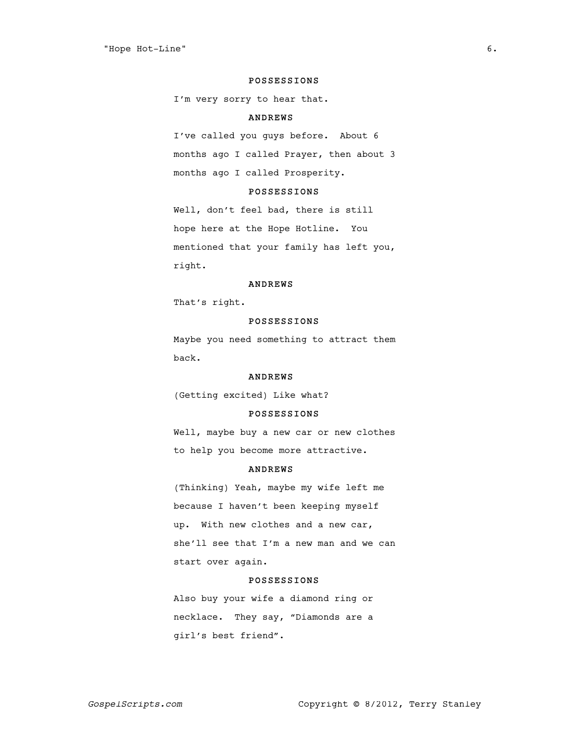**POSSESSIONS**

I'm very sorry to hear that.

**ANDREWS**

I've called you guys before. About 6 months ago I called Prayer, then about 3 months ago I called Prosperity.

**POSSESSIONS**

Well, don't feel bad, there is still hope here at the Hope Hotline. You mentioned that your family has left you, right.

**ANDREWS**

That's right.

**POSSESSIONS**

Maybe you need something to attract them back.

**ANDREWS**

(Getting excited) Like what?

**POSSESSIONS**

Well, maybe buy a new car or new clothes to help you become more attractive.

**ANDREWS**

(Thinking) Yeah, maybe my wife left me because I haven't been keeping myself up. With new clothes and a new car, she'll see that I'm a new man and we can start over again.

**POSSESSIONS**

Also buy your wife a diamond ring or necklace. They say, "Diamonds are a girl's best friend".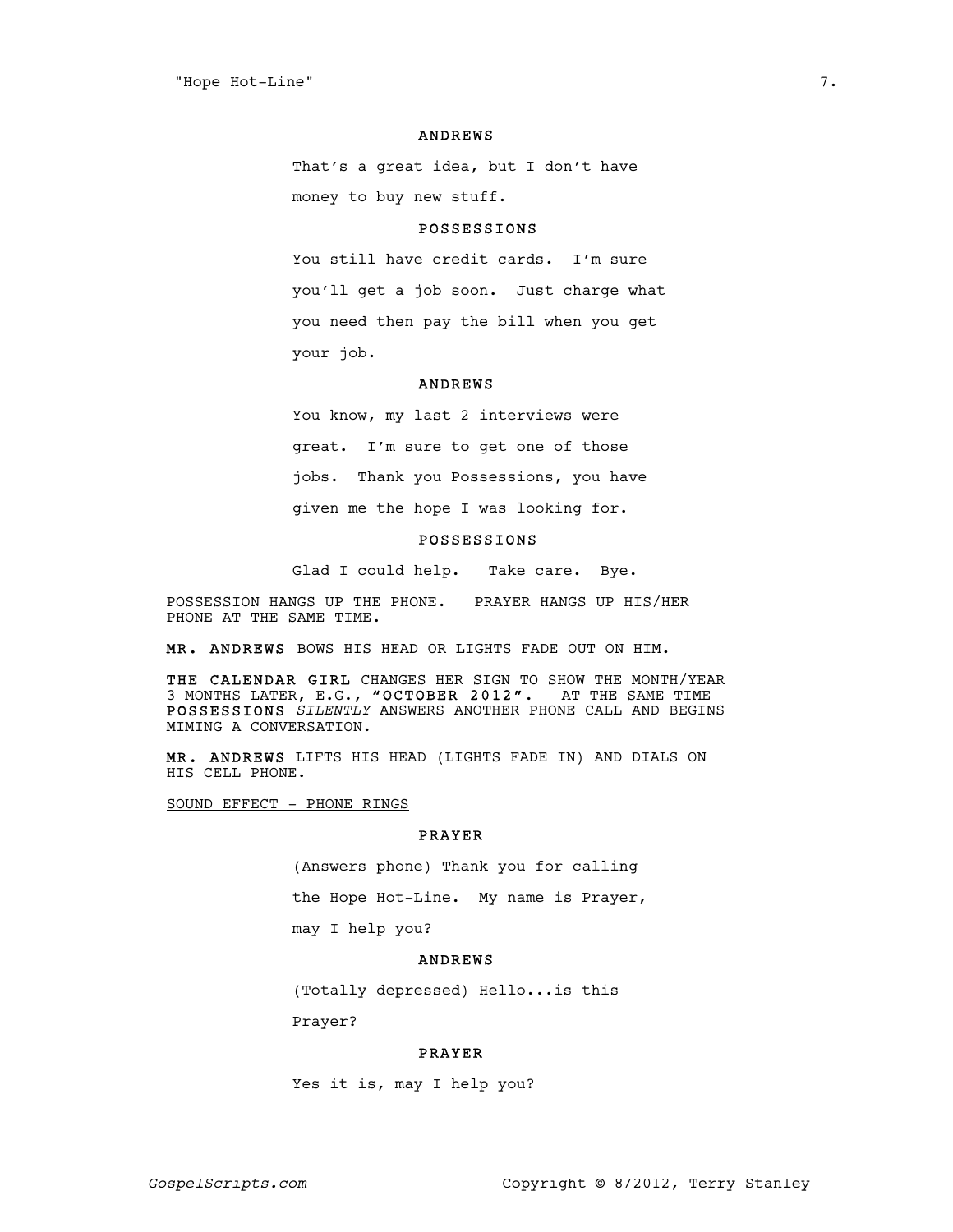**ANDREWS**

That's a great idea, but I don't have money to buy new stuff.

**POSSESSIONS**

You still have credit cards. I'm sure you'll get a job soon. Just charge what you need then pay the bill when you get your job.

**ANDREWS**

You know, my last 2 interviews were great. I'm sure to get one of those jobs. Thank you Possessions, you have given me the hope I was looking for.

**POSSESSIONS**

Glad I could help. Take care. Bye.

POSSESSION HANGS UP THE PHONE. PRAYER HANGS UP HIS/HER PHONE AT THE SAME TIME.

**MR. ANDREWS** BOWS HIS HEAD OR LIGHTS FADE OUT ON HIM.

**THE CALENDAR GIRL** CHANGES HER SIGN TO SHOW THE MONTH/YEAR 3 MONTHS LATER, E.G., **"OCTOBER 2012"**. AT THE SAME TIME **POSSESSIONS** *SILENTLY* ANSWERS ANOTHER PHONE CALL AND BEGINS MIMING A CONVERSATION.

**MR. ANDREWS** LIFTS HIS HEAD (LIGHTS FADE IN) AND DIALS ON HIS CELL PHONE.

SOUND EFFECT - PHONE RINGS

**PRAYER**

(Answers phone) Thank you for calling the Hope Hot-Line. My name is Prayer, may I help you?

**ANDREWS**

(Totally depressed) Hello...is this Prayer?

**PRAYER**

Yes it is, may I help you?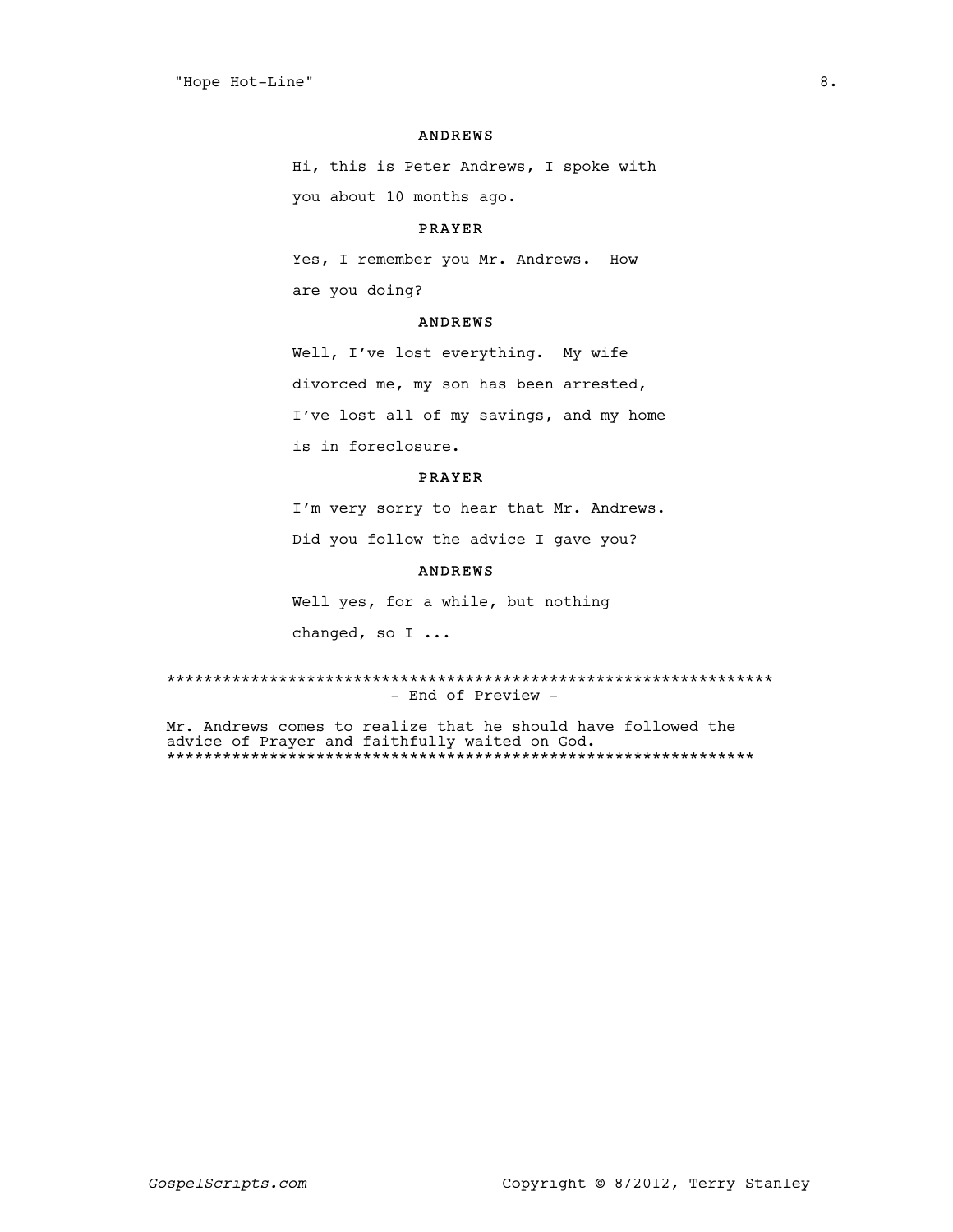ANDREWS

Hi, this is Peter Andrews, I spoke with you about 10 months ago.

PRAYER

Yes, I remember you Mr. Andrews. How are you doing?

ANDREWS

Well, I've lost everything. My wife divorced me, my son has been arrested, I've lost all of my savings, and my home is in foreclosure.

PRAYER

I'm very sorry to hear that Mr. Andrews. Did you follow the advice I gave you?

ANDREWS

Well yes, for a while, but nothing changed, so I ...

*****************************************************************

- End of Preview -

Mr. Andrews comes to realize that he should have followed the advice of Prayer and faithfully waited on God.

*****************************************************************